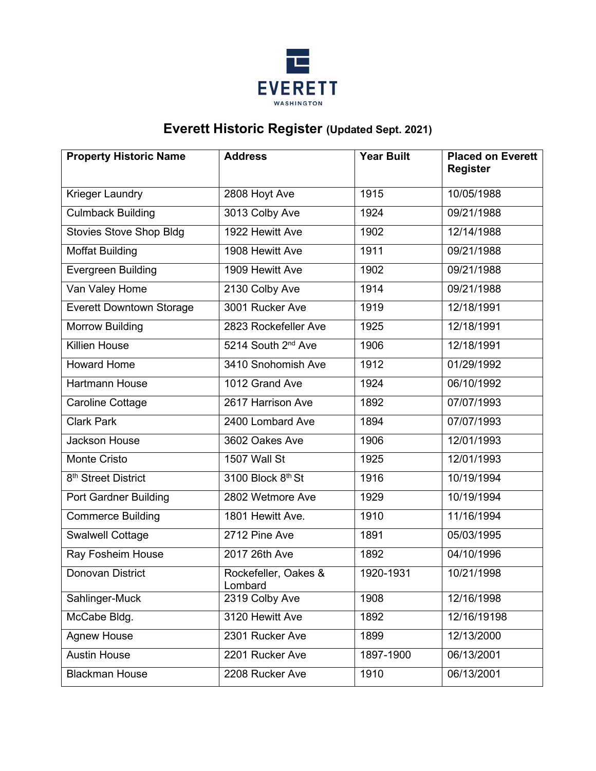EVERETT

WASHINGTON

# Everett Historic Register (Updated Sept. 2021)

| Property Historic Name | Address | Year Built | Placed on Everett Register |
|---|---|---|---|
| Krieger Laundry | 2808 Hoyt Ave | 1915 | 10/05/1988 |
| Culmback Building | 3013 Colby Ave | 1924 | 09/21/1988 |
| Stovies Stove Shop Bldg | 1922 Hewitt Ave | 1902 | 12/14/1988 |
| Moffat Building | 1908 Hewitt Ave | 1911 | 09/21/1988 |
| Evergreen Building | 1909 Hewitt Ave | 1902 | 09/21/1988 |
| Van Valey Home | 2130 Colby Ave | 1914 | 09/21/1988 |
| Everett Downtown Storage | 3001 Rucker Ave | 1919 | 12/18/1991 |
| Morrow Building | 2823 Rockefeller Ave | 1925 | 12/18/1991 |
| Killien House | 5214 South 2nd Ave | 1906 | 12/18/1991 |
| Howard Home | 3410 Snohomish Ave | 1912 | 01/29/1992 |
| Hartmann House | 1012 Grand Ave | 1924 | 06/10/1992 |
| Caroline Cottage | 2617 Harrison Ave | 1892 | 07/07/1993 |
| Clark Park | 2400 Lombard Ave | 1894 | 07/07/1993 |
| Jackson House | 3602 Oakes Ave | 1906 | 12/01/1993 |
| Monte Cristo | 1507 Wall St | 1925 | 12/01/1993 |
| 8th Street District | 3100 Block 8th St | 1916 | 10/19/1994 |
| Port Gardner Building | 2802 Wetmore Ave | 1929 | 10/19/1994 |
| Commerce Building | 1801 Hewitt Ave. | 1910 | 11/16/1994 |
| Swalwell Cottage | 2712 Pine Ave | 1891 | 05/03/1995 |
| Ray Fosheim House | 2017 26th Ave | 1892 | 04/10/1996 |
| Donovan District | Rockefeller, Oakes & Lombard | 1920-1931 | 10/21/1998 |
| Sahlinger-Muck | 2319 Colby Ave | 1908 | 12/16/1998 |
| McCabe Bldg. | 3120 Hewitt Ave | 1892 | 12/16/19198 |
| Agnew House | 2301 Rucker Ave | 1899 | 12/13/2000 |
| Austin House | 2201 Rucker Ave | 1897-1900 | 06/13/2001 |
| Blackman House | 2208 Rucker Ave | 1910 | 06/13/2001 |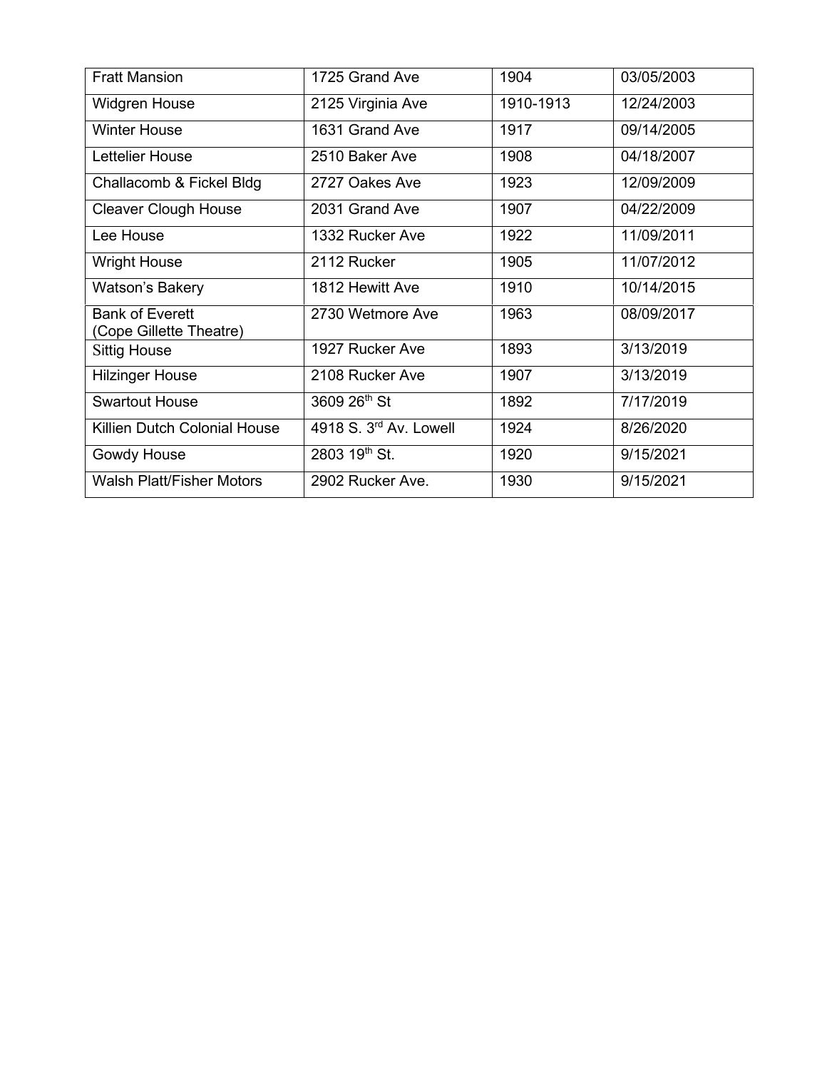| Fratt Mansion | 1725 Grand Ave | 1904 | 03/05/2003 |
|---|---|---|---|
| Widgren House | 2125 Virginia Ave | 1910-1913 | 12/24/2003 |
| Winter House | 1631 Grand Ave | 1917 | 09/14/2005 |
| Lettelier House | 2510 Baker Ave | 1908 | 04/18/2007 |
| Challacomb & Fickel Bldg | 2727 Oakes Ave | 1923 | 12/09/2009 |
| Cleaver Clough House | 2031 Grand Ave | 1907 | 04/22/2009 |
| Lee House | 1332 Rucker Ave | 1922 | 11/09/2011 |
| Wright House | 2112 Rucker | 1905 | 11/07/2012 |
| Watson's Bakery | 1812 Hewitt Ave | 1910 | 10/14/2015 |
| Bank of Everett (Cope Gillette Theatre) | 2730 Wetmore Ave | 1963 | 08/09/2017 |
| Sittig House | 1927 Rucker Ave | 1893 | 3/13/2019 |
| Hilzinger House | 2108 Rucker Ave | 1907 | 3/13/2019 |
| Swartout House | 3609 26th St | 1892 | 7/17/2019 |
| Killien Dutch Colonial House | 4918 S. 3rd Av. Lowell | 1924 | 8/26/2020 |
| Gowdy House | 2803 19th St. | 1920 | 9/15/2021 |
| Walsh Platt/Fisher Motors | 2902 Rucker Ave. | 1930 | 9/15/2021 |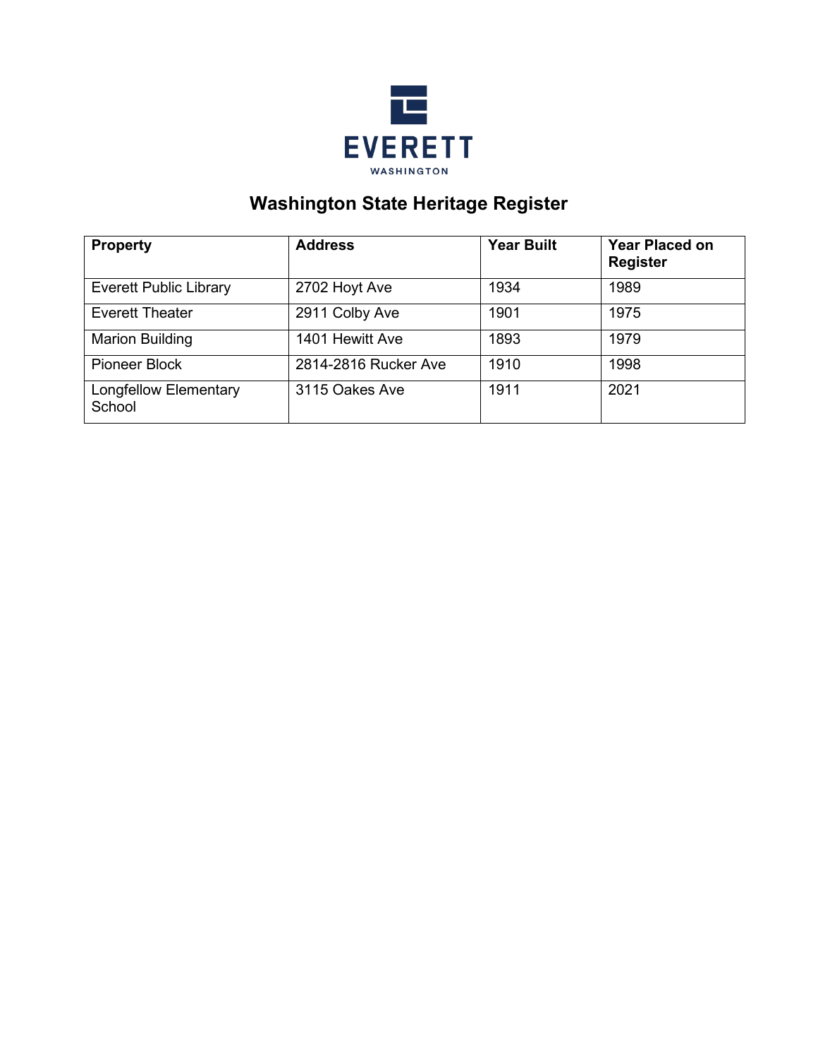EVERETT

WASHINGTON

# Washington State Heritage Register

| Property | Address | Year Built | Year Placed on Register |
|---|---|---|---|
| Everett Public Library | 2702 Hoyt Ave | 1934 | 1989 |
| Everett Theater | 2911 Colby Ave | 1901 | 1975 |
| Marion Building | 1401 Hewitt Ave | 1893 | 1979 |
| Pioneer Block | 2814-2816 Rucker Ave | 1910 | 1998 |
| Longfellow Elementary School | 3115 Oakes Ave | 1911 | 2021 |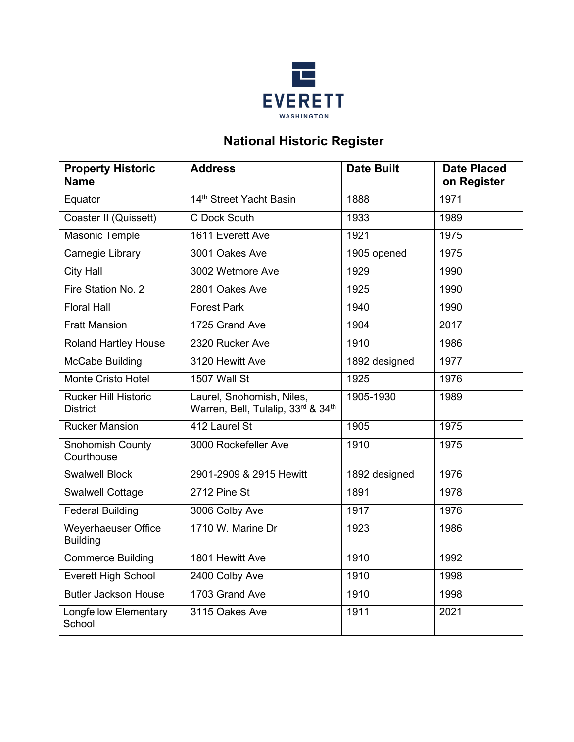EVERETT
WASHINGTON

# National Historic Register

| Property Historic Name | Address | Date Built | Date Placed on Register |
|---|---|---|---|
| Equator | 14th Street Yacht Basin | 1888 | 1971 |
| Coaster II (Quissett) | C Dock South | 1933 | 1989 |
| Masonic Temple | 1611 Everett Ave | 1921 | 1975 |
| Carnegie Library | 3001 Oakes Ave | 1905 opened | 1975 |
| City Hall | 3002 Wetmore Ave | 1929 | 1990 |
| Fire Station No. 2 | 2801 Oakes Ave | 1925 | 1990 |
| Floral Hall | Forest Park | 1940 | 1990 |
| Fratt Mansion | 1725 Grand Ave | 1904 | 2017 |
| Roland Hartley House | 2320 Rucker Ave | 1910 | 1986 |
| McCabe Building | 3120 Hewitt Ave | 1892 designed | 1977 |
| Monte Cristo Hotel | 1507 Wall St | 1925 | 1976 |
| Rucker Hill Historic District | Laurel, Snohomish, Niles, Warren, Bell, Tulalip, 33rd & 34th | 1905-1930 | 1989 |
| Rucker Mansion | 412 Laurel St | 1905 | 1975 |
| Snohomish County Courthouse | 3000 Rockefeller Ave | 1910 | 1975 |
| Swalwell Block | 2901-2909 & 2915 Hewitt | 1892 designed | 1976 |
| Swalwell Cottage | 2712 Pine St | 1891 | 1978 |
| Federal Building | 3006 Colby Ave | 1917 | 1976 |
| Weyerhaeuser Office Building | 1710 W. Marine Dr | 1923 | 1986 |
| Commerce Building | 1801 Hewitt Ave | 1910 | 1992 |
| Everett High School | 2400 Colby Ave | 1910 | 1998 |
| Butler Jackson House | 1703 Grand Ave | 1910 | 1998 |
| Longfellow Elementary School | 3115 Oakes Ave | 1911 | 2021 |